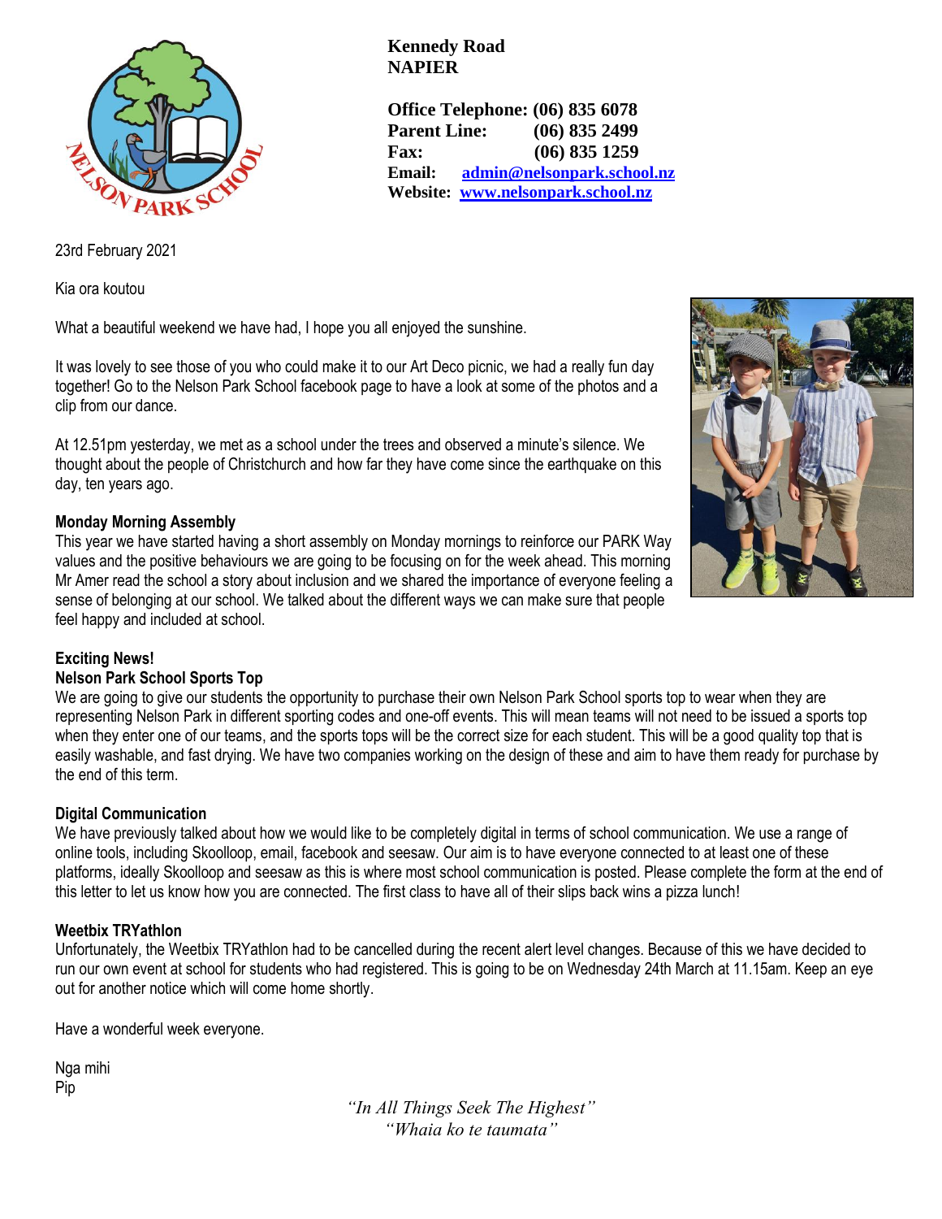**Kennedy Road**
**NAPIER**

**Office Telephone: (06) 835 6078**
**Parent Line: (06) 835 2499**
**Fax: (06) 835 1259**
**Email: admin@nelsonpark.school.nz**
**Website: www.nelsonpark.school.nz**

23rd February 2021

Kia ora koutou

What a beautiful weekend we have had, I hope you all enjoyed the sunshine.

It was lovely to see those of you who could make it to our Art Deco picnic, we had a really fun day together! Go to the Nelson Park School facebook page to have a look at some of the photos and a clip from our dance.

At 12.51pm yesterday, we met as a school under the trees and observed a minute's silence. We thought about the people of Christchurch and how far they have come since the earthquake on this day, ten years ago.

**Monday Morning Assembly**

This year we have started having a short assembly on Monday mornings to reinforce our PARK Way values and the positive behaviours we are going to be focusing on for the week ahead. This morning Mr Amer read the school a story about inclusion and we shared the importance of everyone feeling a sense of belonging at our school. We talked about the different ways we can make sure that people feel happy and included at school.

**Exciting News!**

**Nelson Park School Sports Top**

We are going to give our students the opportunity to purchase their own Nelson Park School sports top to wear when they are representing Nelson Park in different sporting codes and one-off events. This will mean teams will not need to be issued a sports top when they enter one of our teams, and the sports tops will be the correct size for each student. This will be a good quality top that is easily washable, and fast drying. We have two companies working on the design of these and aim to have them ready for purchase by the end of this term.

**Digital Communication**

We have previously talked about how we would like to be completely digital in terms of school communication. We use a range of online tools, including Skoolloop, email, facebook and seesaw. Our aim is to have everyone connected to at least one of these platforms, ideally Skoolloop and seesaw as this is where most school communication is posted. Please complete the form at the end of this letter to let us know how you are connected. The first class to have all of their slips back wins a pizza lunch!

**Weetbix TRYathlon**

Unfortunately, the Weetbix TRYathlon had to be cancelled during the recent alert level changes. Because of this we have decided to run our own event at school for students who had registered. This is going to be on Wednesday 24th March at 11.15am. Keep an eye out for another notice which will come home shortly.

Have a wonderful week everyone.

Nga mihi
Pip

*"In All Things Seek The Highest"*
*"Whaia ko te taumata"*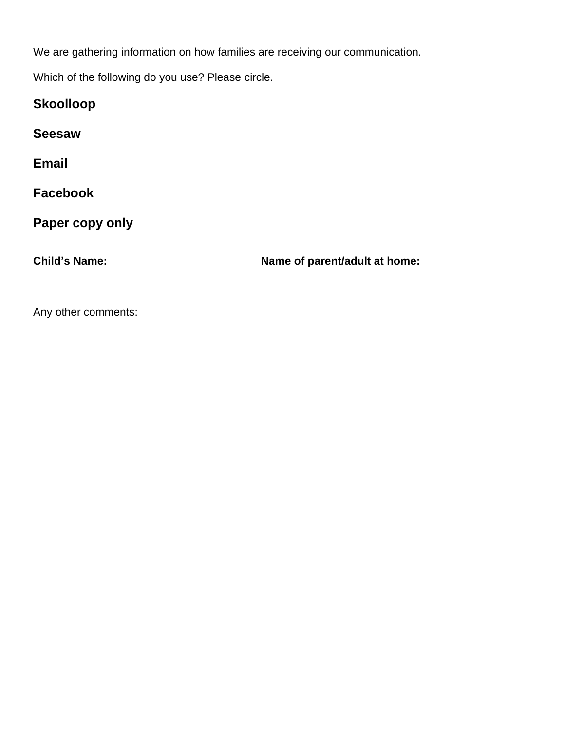We are gathering information on how families are receiving our communication.

Which of the following do you use? Please circle.

**Skoolloop**

**Seesaw**

**Email**

**Facebook**

**Paper copy only**

**Child's Name:** **Name of parent/adult at home:**

Any other comments: